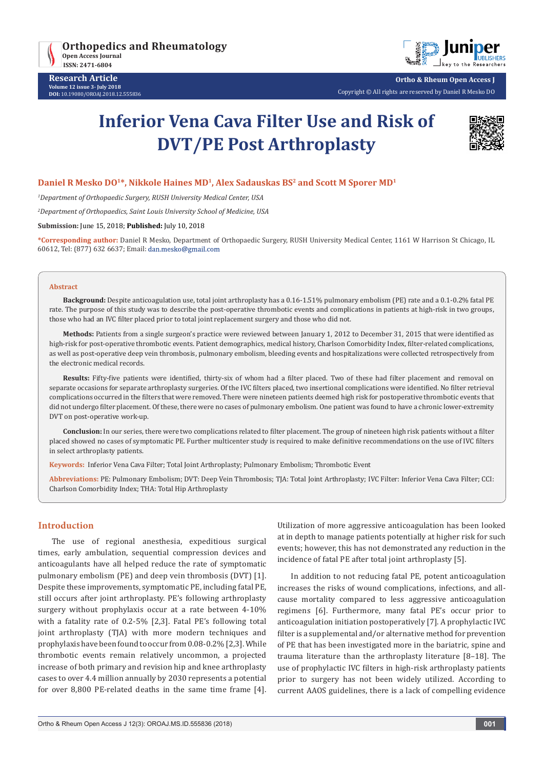# Inferior Vena Cava Filter Use and Risk of DVT/PE Post Arthroplasty

**Daniel R Mesko DO[1]*, Nikkole Haines MD[1], Alex Sadauskas BS[2] and Scott M Sporer MD[1]**

*[1]Department of Orthopaedic Surgery, RUSH University Medical Center, USA*

*[2]Department of Orthopaedics, Saint Louis University School of Medicine, USA*

**Submission:** June 15, 2018; **Published:** July 10, 2018

***Corresponding author:** Daniel R Mesko, Department of Orthopaedic Surgery, RUSH University Medical Center, 1161 W Harrison St Chicago, IL 60612, Tel: (877) 632 6637; Email: dan.mesko@gmail.com

## Abstract

**Background:** Despite anticoagulation use, total joint arthroplasty has a 0.16-1.51% pulmonary embolism (PE) rate and a 0.1-0.2% fatal PE rate. The purpose of this study was to describe the post-operative thrombotic events and complications in patients at high-risk in two groups, those who had an IVC filter placed prior to total joint replacement surgery and those who did not.

**Methods:** Patients from a single surgeon's practice were reviewed between January 1, 2012 to December 31, 2015 that were identified as high-risk for post-operative thrombotic events. Patient demographics, medical history, Charlson Comorbidity Index, filter-related complications, as well as post-operative deep vein thrombosis, pulmonary embolism, bleeding events and hospitalizations were collected retrospectively from the electronic medical records.

**Results:** Fifty-five patients were identified, thirty-six of whom had a filter placed. Two of these had filter placement and removal on separate occasions for separate arthroplasty surgeries. Of the IVC filters placed, two insertional complications were identified. No filter retrieval complications occurred in the filters that were removed. There were nineteen patients deemed high risk for postoperative thrombotic events that did not undergo filter placement. Of these, there were no cases of pulmonary embolism. One patient was found to have a chronic lower-extremity DVT on post-operative work-up.

**Conclusion:** In our series, there were two complications related to filter placement. The group of nineteen high risk patients without a filter placed showed no cases of symptomatic PE. Further multicenter study is required to make definitive recommendations on the use of IVC filters in select arthroplasty patients.

**Keywords:** Inferior Vena Cava Filter; Total Joint Arthroplasty; Pulmonary Embolism; Thrombotic Event

**Abbreviations:** PE: Pulmonary Embolism; DVT: Deep Vein Thrombosis; TJA: Total Joint Arthroplasty; IVC Filter: Inferior Vena Cava Filter; CCI: Charlson Comorbidity Index; THA: Total Hip Arthroplasty

## Introduction

The use of regional anesthesia, expeditious surgical times, early ambulation, sequential compression devices and anticoagulants have all helped reduce the rate of symptomatic pulmonary embolism (PE) and deep vein thrombosis (DVT) [1]. Despite these improvements, symptomatic PE, including fatal PE, still occurs after joint arthroplasty. PE's following arthroplasty surgery without prophylaxis occur at a rate between 4-10% with a fatality rate of 0.2-5% [2,3]. Fatal PE's following total joint arthroplasty (TJA) with more modern techniques and prophylaxis have been found to occur from 0.08-0.2% [2,3]. While thrombotic events remain relatively uncommon, a projected increase of both primary and revision hip and knee arthroplasty cases to over 4.4 million annually by 2030 represents a potential for over 8,800 PE-related deaths in the same time frame [4]. Utilization of more aggressive anticoagulation has been looked at in depth to manage patients potentially at higher risk for such events; however, this has not demonstrated any reduction in the incidence of fatal PE after total joint arthroplasty [5].

In addition to not reducing fatal PE, potent anticoagulation increases the risks of wound complications, infections, and all-cause mortality compared to less aggressive anticoagulation regimens [6]. Furthermore, many fatal PE's occur prior to anticoagulation initiation postoperatively [7]. A prophylactic IVC filter is a supplemental and/or alternative method for prevention of PE that has been investigated more in the bariatric, spine and trauma literature than the arthroplasty literature [8–18]. The use of prophylactic IVC filters in high-risk arthroplasty patients prior to surgery has not been widely utilized. According to current AAOS guidelines, there is a lack of compelling evidence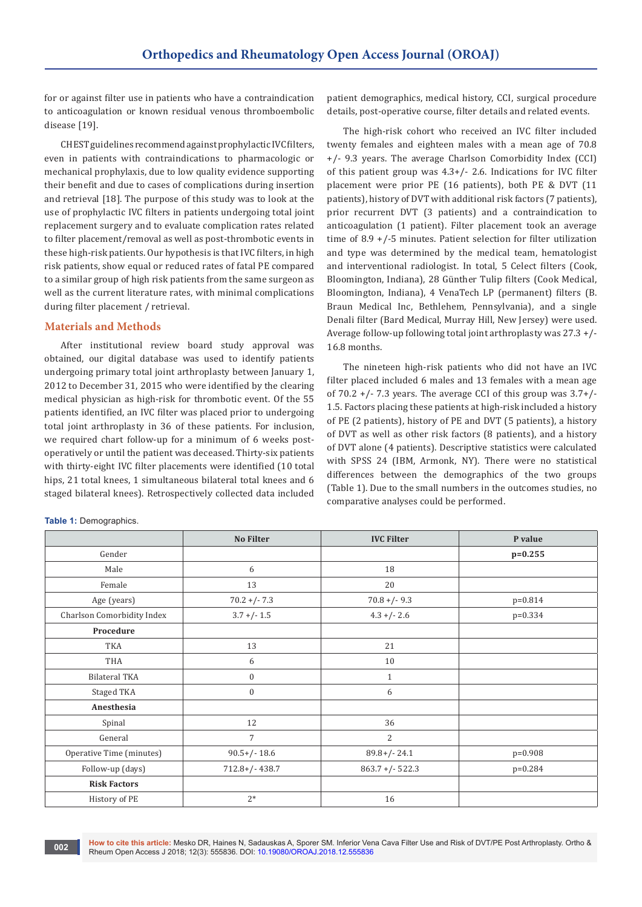for or against filter use in patients who have a contraindication to anticoagulation or known residual venous thromboembolic disease [19].

CHEST guidelines recommend against prophylactic IVC filters, even in patients with contraindications to pharmacologic or mechanical prophylaxis, due to low quality evidence supporting their benefit and due to cases of complications during insertion and retrieval [18]. The purpose of this study was to look at the use of prophylactic IVC filters in patients undergoing total joint replacement surgery and to evaluate complication rates related to filter placement/removal as well as post-thrombotic events in these high-risk patients. Our hypothesis is that IVC filters, in high risk patients, show equal or reduced rates of fatal PE compared to a similar group of high risk patients from the same surgeon as well as the current literature rates, with minimal complications during filter placement / retrieval.

## Materials and Methods

After institutional review board study approval was obtained, our digital database was used to identify patients undergoing primary total joint arthroplasty between January 1, 2012 to December 31, 2015 who were identified by the clearing medical physician as high-risk for thrombotic event. Of the 55 patients identified, an IVC filter was placed prior to undergoing total joint arthroplasty in 36 of these patients. For inclusion, we required chart follow-up for a minimum of 6 weeks post-operatively or until the patient was deceased. Thirty-six patients with thirty-eight IVC filter placements were identified (10 total hips, 21 total knees, 1 simultaneous bilateral total knees and 6 staged bilateral knees). Retrospectively collected data included patient demographics, medical history, CCI, surgical procedure details, post-operative course, filter details and related events.

The high-risk cohort who received an IVC filter included twenty females and eighteen males with a mean age of 70.8 +/- 9.3 years. The average Charlson Comorbidity Index (CCI) of this patient group was 4.3+/- 2.6. Indications for IVC filter placement were prior PE (16 patients), both PE & DVT (11 patients), history of DVT with additional risk factors (7 patients), prior recurrent DVT (3 patients) and a contraindication to anticoagulation (1 patient). Filter placement took an average time of 8.9 +/-5 minutes. Patient selection for filter utilization and type was determined by the medical team, hematologist and interventional radiologist. In total, 5 Celect filters (Cook, Bloomington, Indiana), 28 Günther Tulip filters (Cook Medical, Bloomington, Indiana), 4 VenaTech LP (permanent) filters (B. Braun Medical Inc, Bethlehem, Pennsylvania), and a single Denali filter (Bard Medical, Murray Hill, New Jersey) were used. Average follow-up following total joint arthroplasty was 27.3 +/- 16.8 months.

The nineteen high-risk patients who did not have an IVC filter placed included 6 males and 13 females with a mean age of 70.2 +/- 7.3 years. The average CCI of this group was 3.7+/- 1.5. Factors placing these patients at high-risk included a history of PE (2 patients), history of PE and DVT (5 patients), a history of DVT as well as other risk factors (8 patients), and a history of DVT alone (4 patients). Descriptive statistics were calculated with SPSS 24 (IBM, Armonk, NY). There were no statistical differences between the demographics of the two groups (Table 1). Due to the small numbers in the outcomes studies, no comparative analyses could be performed.

**Table 1:** Demographics.

| | No Filter | IVC Filter | P value |
|---|---|---|---|
| Gender | | | **p=0.255** |
| Male | 6 | 18 | |
| Female | 13 | 20 | |
| Age (years) | 70.2 +/- 7.3 | 70.8 +/- 9.3 | p=0.814 |
| Charlson Comorbidity Index | 3.7 +/- 1.5 | 4.3 +/- 2.6 | p=0.334 |
| **Procedure** | | | |
| TKA | 13 | 21 | |
| THA | 6 | 10 | |
| Bilateral TKA | 0 | 1 | |
| Staged TKA | 0 | 6 | |
| **Anesthesia** | | | |
| Spinal | 12 | 36 | |
| General | 7 | 2 | |
| Operative Time (minutes) | 90.5+/- 18.6 | 89.8+/- 24.1 | p=0.908 |
| Follow-up (days) | 712.8+/- 438.7 | 863.7 +/- 522.3 | p=0.284 |
| **Risk Factors** | | | |
| History of PE | 2* | 16 | |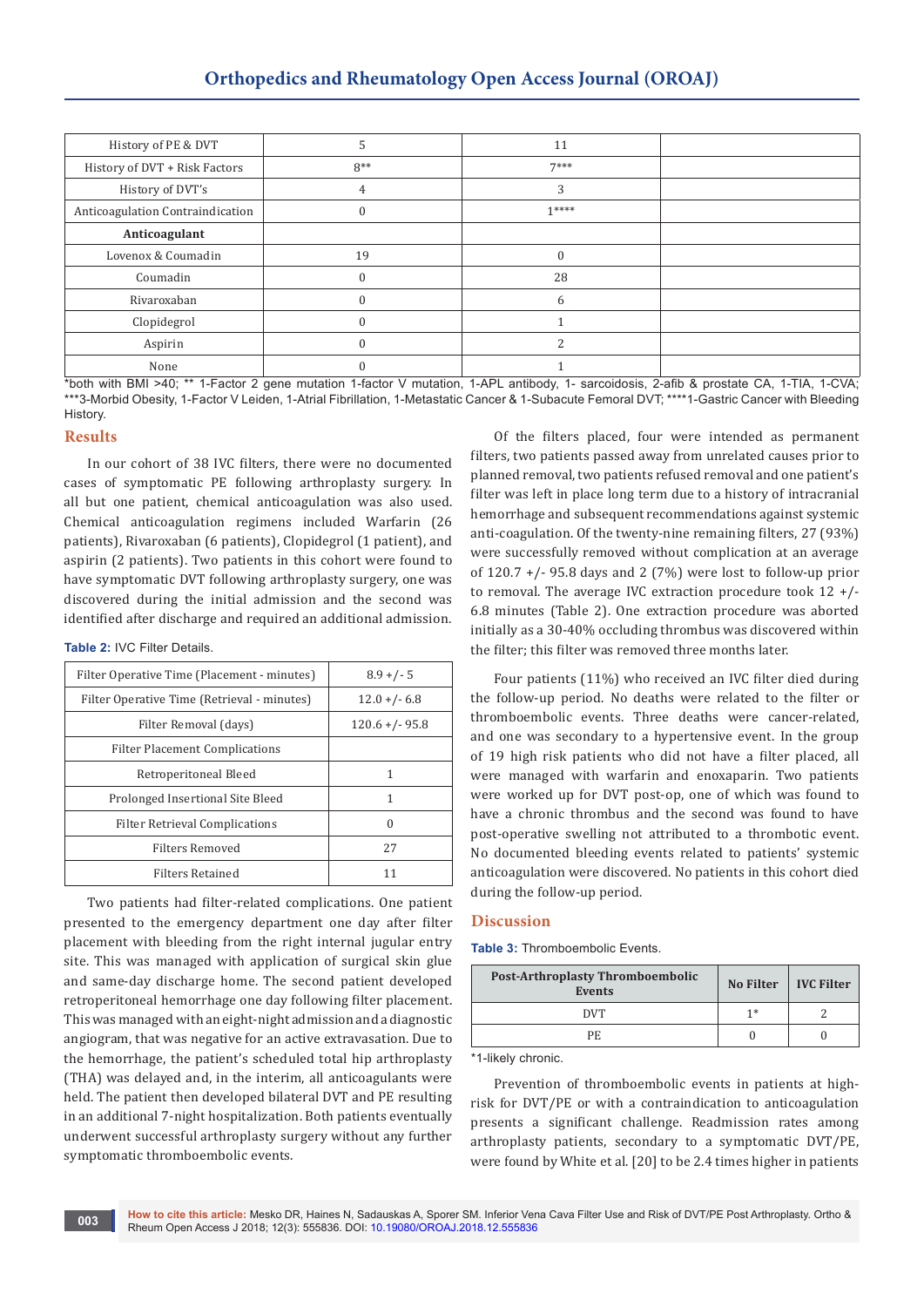| History of PE & DVT | 5 | 11 | |
|---|---|---|---|
| History of DVT + Risk Factors | 8** | 7*** | |
| History of DVT's | 4 | 3 | |
| Anticoagulation Contraindication | 0 | 1**** | |
| **Anticoagulant** | | | |
| Lovenox & Coumadin | 19 | 0 | |
| Coumadin | 0 | 28 | |
| Rivaroxaban | 0 | 6 | |
| Clopidegrol | 0 | 1 | |
| Aspirin | 0 | 2 | |
| None | 0 | 1 | |

*both with BMI >40; ** 1-Factor 2 gene mutation 1-factor V mutation, 1-APL antibody, 1- sarcoidosis, 2-afib & prostate CA, 1-TIA, 1-CVA; ***3-Morbid Obesity, 1-Factor V Leiden, 1-Atrial Fibrillation, 1-Metastatic Cancer & 1-Subacute Femoral DVT; ****1-Gastric Cancer with Bleeding History.

## Results

In our cohort of 38 IVC filters, there were no documented cases of symptomatic PE following arthroplasty surgery. In all but one patient, chemical anticoagulation was also used. Chemical anticoagulation regimens included Warfarin (26 patients), Rivaroxaban (6 patients), Clopidegrol (1 patient), and aspirin (2 patients). Two patients in this cohort were found to have symptomatic DVT following arthroplasty surgery, one was discovered during the initial admission and the second was identified after discharge and required an additional admission.

**Table 2:** IVC Filter Details.

| Filter Operative Time (Placement - minutes) | 8.9 +/- 5 |
|---|---|
| Filter Operative Time (Retrieval - minutes) | 12.0 +/- 6.8 |
| Filter Removal (days) | 120.6 +/- 95.8 |
| Filter Placement Complications | |
| Retroperitoneal Bleed | 1 |
| Prolonged Insertional Site Bleed | 1 |
| Filter Retrieval Complications | 0 |
| Filters Removed | 27 |
| Filters Retained | 11 |

Two patients had filter-related complications. One patient presented to the emergency department one day after filter placement with bleeding from the right internal jugular entry site. This was managed with application of surgical skin glue and same-day discharge home. The second patient developed retroperitoneal hemorrhage one day following filter placement. This was managed with an eight-night admission and a diagnostic angiogram, that was negative for an active extravasation. Due to the hemorrhage, the patient's scheduled total hip arthroplasty (THA) was delayed and, in the interim, all anticoagulants were held. The patient then developed bilateral DVT and PE resulting in an additional 7-night hospitalization. Both patients eventually underwent successful arthroplasty surgery without any further symptomatic thromboembolic events.

Of the filters placed, four were intended as permanent filters, two patients passed away from unrelated causes prior to planned removal, two patients refused removal and one patient's filter was left in place long term due to a history of intracranial hemorrhage and subsequent recommendations against systemic anti-coagulation. Of the twenty-nine remaining filters, 27 (93%) were successfully removed without complication at an average of 120.7 +/- 95.8 days and 2 (7%) were lost to follow-up prior to removal. The average IVC extraction procedure took 12 +/- 6.8 minutes (Table 2). One extraction procedure was aborted initially as a 30-40% occluding thrombus was discovered within the filter; this filter was removed three months later.

Four patients (11%) who received an IVC filter died during the follow-up period. No deaths were related to the filter or thromboembolic events. Three deaths were cancer-related, and one was secondary to a hypertensive event. In the group of 19 high risk patients who did not have a filter placed, all were managed with warfarin and enoxaparin. Two patients were worked up for DVT post-op, one of which was found to have a chronic thrombus and the second was found to have post-operative swelling not attributed to a thrombotic event. No documented bleeding events related to patients' systemic anticoagulation were discovered. No patients in this cohort died during the follow-up period.

## Discussion

**Table 3:** Thromboembolic Events.

| Post-Arthroplasty Thromboembolic Events | No Filter | IVC Filter |
|---|---|---|
| DVT | 1* | 2 |
| PE | 0 | 0 |

*1-likely chronic.

Prevention of thromboembolic events in patients at high-risk for DVT/PE or with a contraindication to anticoagulation presents a significant challenge. Readmission rates among arthroplasty patients, secondary to a symptomatic DVT/PE, were found by White et al. [20] to be 2.4 times higher in patients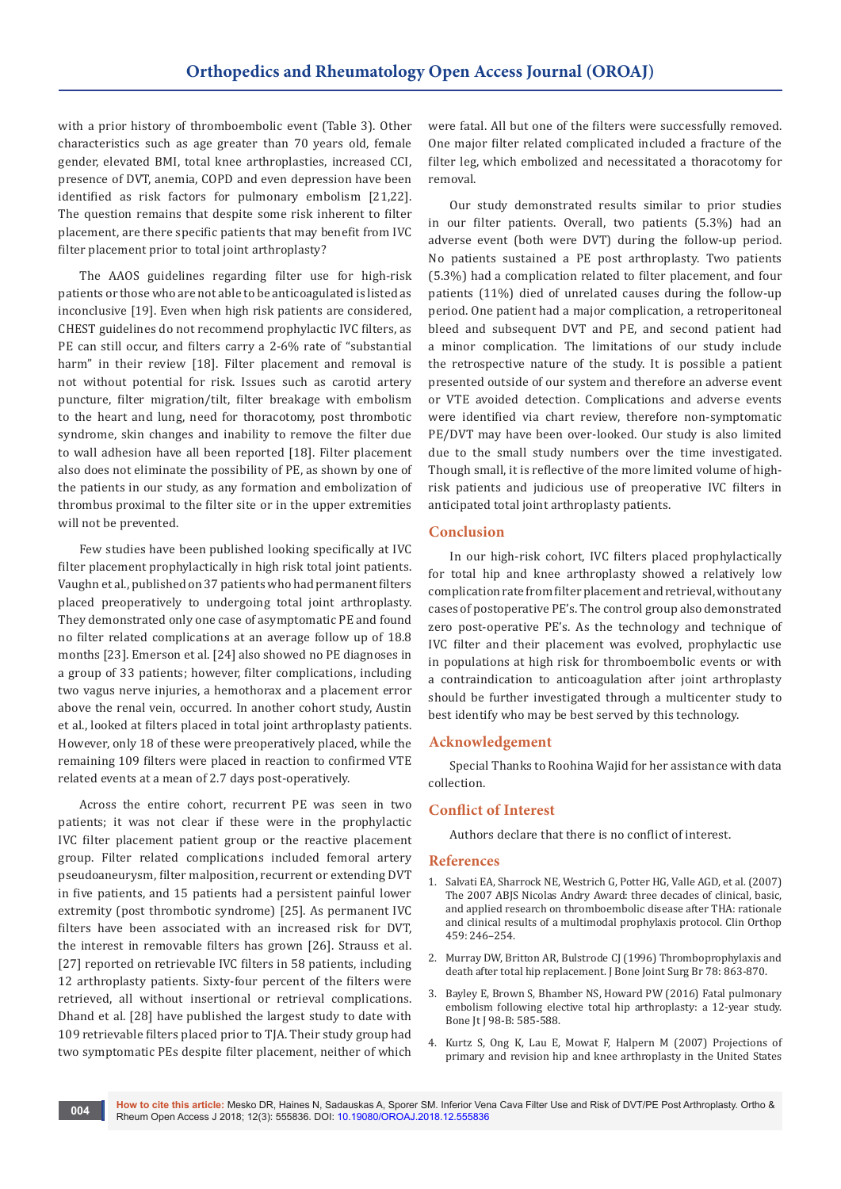with a prior history of thromboembolic event (Table 3). Other characteristics such as age greater than 70 years old, female gender, elevated BMI, total knee arthroplasties, increased CCI, presence of DVT, anemia, COPD and even depression have been identified as risk factors for pulmonary embolism [21,22]. The question remains that despite some risk inherent to filter placement, are there specific patients that may benefit from IVC filter placement prior to total joint arthroplasty?

The AAOS guidelines regarding filter use for high-risk patients or those who are not able to be anticoagulated is listed as inconclusive [19]. Even when high risk patients are considered, CHEST guidelines do not recommend prophylactic IVC filters, as PE can still occur, and filters carry a 2-6% rate of "substantial harm" in their review [18]. Filter placement and removal is not without potential for risk. Issues such as carotid artery puncture, filter migration/tilt, filter breakage with embolism to the heart and lung, need for thoracotomy, post thrombotic syndrome, skin changes and inability to remove the filter due to wall adhesion have all been reported [18]. Filter placement also does not eliminate the possibility of PE, as shown by one of the patients in our study, as any formation and embolization of thrombus proximal to the filter site or in the upper extremities will not be prevented.

Few studies have been published looking specifically at IVC filter placement prophylactically in high risk total joint patients. Vaughn et al., published on 37 patients who had permanent filters placed preoperatively to undergoing total joint arthroplasty. They demonstrated only one case of asymptomatic PE and found no filter related complications at an average follow up of 18.8 months [23]. Emerson et al. [24] also showed no PE diagnoses in a group of 33 patients; however, filter complications, including two vagus nerve injuries, a hemothorax and a placement error above the renal vein, occurred. In another cohort study, Austin et al., looked at filters placed in total joint arthroplasty patients. However, only 18 of these were preoperatively placed, while the remaining 109 filters were placed in reaction to confirmed VTE related events at a mean of 2.7 days post-operatively.

Across the entire cohort, recurrent PE was seen in two patients; it was not clear if these were in the prophylactic IVC filter placement patient group or the reactive placement group. Filter related complications included femoral artery pseudoaneurysm, filter malposition, recurrent or extending DVT in five patients, and 15 patients had a persistent painful lower extremity (post thrombotic syndrome) [25]. As permanent IVC filters have been associated with an increased risk for DVT, the interest in removable filters has grown [26]. Strauss et al. [27] reported on retrievable IVC filters in 58 patients, including 12 arthroplasty patients. Sixty-four percent of the filters were retrieved, all without insertional or retrieval complications. Dhand et al. [28] have published the largest study to date with 109 retrievable filters placed prior to TJA. Their study group had two symptomatic PEs despite filter placement, neither of which were fatal. All but one of the filters were successfully removed. One major filter related complicated included a fracture of the filter leg, which embolized and necessitated a thoracotomy for removal.

Our study demonstrated results similar to prior studies in our filter patients. Overall, two patients (5.3%) had an adverse event (both were DVT) during the follow-up period. No patients sustained a PE post arthroplasty. Two patients (5.3%) had a complication related to filter placement, and four patients (11%) died of unrelated causes during the follow-up period. One patient had a major complication, a retroperitoneal bleed and subsequent DVT and PE, and second patient had a minor complication. The limitations of our study include the retrospective nature of the study. It is possible a patient presented outside of our system and therefore an adverse event or VTE avoided detection. Complications and adverse events were identified via chart review, therefore non-symptomatic PE/DVT may have been over-looked. Our study is also limited due to the small study numbers over the time investigated. Though small, it is reflective of the more limited volume of high-risk patients and judicious use of preoperative IVC filters in anticipated total joint arthroplasty patients.

## Conclusion

In our high-risk cohort, IVC filters placed prophylactically for total hip and knee arthroplasty showed a relatively low complication rate from filter placement and retrieval, without any cases of postoperative PE's. The control group also demonstrated zero post-operative PE's. As the technology and technique of IVC filter and their placement was evolved, prophylactic use in populations at high risk for thromboembolic events or with a contraindication to anticoagulation after joint arthroplasty should be further investigated through a multicenter study to best identify who may be best served by this technology.

## Acknowledgement

Special Thanks to Roohina Wajid for her assistance with data collection.

## Conflict of Interest

Authors declare that there is no conflict of interest.

## References

1. Salvati EA, Sharrock NE, Westrich G, Potter HG, Valle AGD, et al. (2007) The 2007 ABJS Nicolas Andry Award: three decades of clinical, basic, and applied research on thromboembolic disease after THA: rationale and clinical results of a multimodal prophylaxis protocol. Clin Orthop 459: 246–254.
2. Murray DW, Britton AR, Bulstrode CJ (1996) Thromboprophylaxis and death after total hip replacement. J Bone Joint Surg Br 78: 863-870.
3. Bayley E, Brown S, Bhamber NS, Howard PW (2016) Fatal pulmonary embolism following elective total hip arthroplasty: a 12-year study. Bone Jt J 98-B: 585-588.
4. Kurtz S, Ong K, Lau E, Mowat F, Halpern M (2007) Projections of primary and revision hip and knee arthroplasty in the United States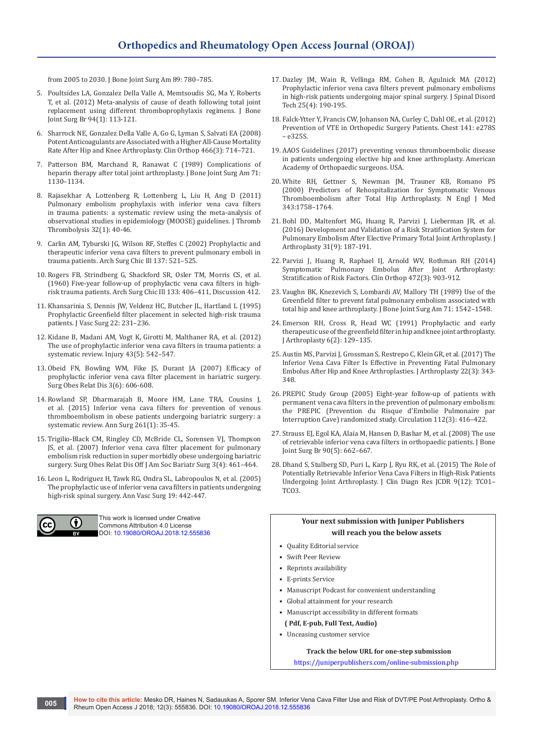from 2005 to 2030. J Bone Joint Surg Am 89: 780–785.

5. Poultsides LA, Gonzalez Della Valle A, Memtsoudis SG, Ma Y, Roberts T, et al. (2012) Meta-analysis of cause of death following total joint replacement using different thromboprophylaxis regimens. J Bone Joint Surg Br 94(1): 113-121.

6. Sharrock NE, Gonzalez Della Valle A, Go G, Lyman S, Salvati EA (2008) Potent Anticoagulants are Associated with a Higher All-Cause Mortality Rate After Hip and Knee Arthroplasty. Clin Orthop 466(3): 714–721.

7. Patterson BM, Marchand R, Ranawat C (1989) Complications of heparin therapy after total joint arthroplasty. J Bone Joint Surg Am 71: 1130–1134.

8. Rajasekhar A, Lottenberg R, Lottenberg L, Liu H, Ang D (2011) Pulmonary embolism prophylaxis with inferior vena cava filters in trauma patients: a systematic review using the meta-analysis of observational studies in epidemiology (MOOSE) guidelines. J Thromb Thrombolysis 32(1): 40-46.

9. Carlin AM, Tyburski JG, Wilson RF, Steffes C (2002) Prophylactic and therapeutic inferior vena cava filters to prevent pulmonary emboli in trauma patients. Arch Surg Chic Ill 137: 521–525.

10. Rogers FB, Strindberg G, Shackford SR, Osler TM, Morris CS, et al. (1960) Five-year follow-up of prophylactic vena cava filters in high-risk trauma patients. Arch Surg Chic Ill 133: 406–411, Discussion 412.

11. Khansarinia S, Dennis JW, Veldenz HC, Butcher JL, Hartland L (1995) Prophylactic Greenfield filter placement in selected high-risk trauma patients. J Vasc Surg 22: 231–236.

12. Kidane B, Madani AM, Vogt K, Girotti M, Malthaner RA, et al. (2012) The use of prophylactic inferior vena cava filters in trauma patients: a systematic review. Injury 43(5): 542–547.

13. Obeid FN, Bowling WM, Fike JS, Durant JA (2007) Efficacy of prophylactic inferior vena cava filter placement in bariatric surgery. Surg Obes Relat Dis 3(6): 606-608.

14. Rowland SP, Dharmarajah B, Moore HM, Lane TRA, Cousins J, et al. (2015) Inferior vena cava filters for prevention of venous thromboembolism in obese patients undergoing bariatric surgery: a systematic review. Ann Surg 261(1): 35-45.

15. Trigilio-Black CM, Ringley CD, McBride CL, Sorensen VJ, Thompson JS, et al. (2007) Inferior vena cava filter placement for pulmonary embolism risk reduction in super morbidly obese undergoing bariatric surgery. Surg Obes Relat Dis Off J Am Soc Bariatr Surg 3(4): 461–464.

16. Leon L, Rodriguez H, Tawk RG, Ondra SL, Labropoulos N, et al. (2005) The prophylactic use of inferior vena cava filters in patients undergoing high-risk spinal surgery. Ann Vasc Surg 19: 442-447.

17. Dazley JM, Wain R, Vellinga RM, Cohen B, Agulnick MA (2012) Prophylactic inferior vena cava filters prevent pulmonary embolisms in high-risk patients undergoing major spinal surgery. J Spinal Disord Tech 25(4): 190-195.

18. Falck-Ytter Y, Francis CW, Johanson NA, Curley C, Dahl OE, et al. (2012) Prevention of VTE in Orthopedic Surgery Patients. Chest 141: e278S – e325S.

19. AAOS Guidelines (2017) preventing venous thromboembolic disease in patients undergoing elective hip and knee arthroplasty. American Academy of Orthopaedic surgeons. USA.

20. White RH, Gettner S, Newman JM, Trauner KB, Romano PS (2000) Predictors of Rehospitalization for Symptomatic Venous Thromboembolism after Total Hip Arthroplasty. N Engl J Med 343:1758–1764.

21. Bohl DD, Maltenfort MG, Huang R, Parvizi J, Lieberman JR, et al. (2016) Development and Validation of a Risk Stratification System for Pulmonary Embolism After Elective Primary Total Joint Arthroplasty. J Arthroplasty 31(9): 187-191.

22. Parvizi J, Huang R, Raphael IJ, Arnold WV, Rothman RH (2014) Symptomatic Pulmonary Embolus After Joint Arthroplasty: Stratification of Risk Factors. Clin Orthop 472(3): 903-912.

23. Vaughn BK, Knezevich S, Lombardi AV, Mallory TH (1989) Use of the Greenfield filter to prevent fatal pulmonary embolism associated with total hip and knee arthroplasty. J Bone Joint Surg Am 71: 1542–1548.

24. Emerson RH, Cross R, Head WC (1991) Prophylactic and early therapeutic use of the greenfield filter in hip and knee joint arthroplasty. J Arthroplasty 6(2): 129–135.

25. Austin MS, Parvizi J, Grossman S, Restrepo C, Klein GR, et al. (2017) The Inferior Vena Cava Filter Is Effective in Preventing Fatal Pulmonary Embolus After Hip and Knee Arthroplasties. J Arthroplasty 22(3): 343-348.

26. PREPIC Study Group (2005) Eight-year follow-up of patients with permanent vena cava filters in the prevention of pulmonary embolism: the PREPIC (Prevention du Risque d'Embolie Pulmonaire par Interruption Cave) randomized study. Circulation 112(3): 416–422.

27. Strauss EJ, Egol KA, Alaia M, Hansen D, Bashar M, et al. (2008) The use of retrievable inferior vena cava filters in orthopaedic patients. J Bone Joint Surg Br 90(5): 662–667.

28. Dhand S, Stulberg SD, Puri L, Karp J, Ryu RK, et al. (2015) The Role of Potentially Retrievable Inferior Vena Cava Filters in High-Risk Patients Undergoing Joint Arthroplasty. J Clin Diagn Res JCDR 9(12): TC01–TC03.

This work is licensed under Creative Commons Attribution 4.0 License
DOI: 10.19080/OROAJ.2018.12.555836

**Your next submission with Juniper Publishers will reach you the below assets**

- Quality Editorial service
- Swift Peer Review
- Reprints availability
- E-prints Service
- Manuscript Podcast for convenient understanding
- Global attainment for your research
- Manuscript accessibility in different formats

**( Pdf, E-pub, Full Text, Audio)**

- Unceasing customer service

**Track the below URL for one-step submission**

https://juniperpublishers.com/online-submission.php

**How to cite this article:** Mesko DR, Haines N, Sadauskas A, Sporer SM. Inferior Vena Cava Filter Use and Risk of DVT/PE Post Arthroplasty. Ortho & Rheum Open Access J 2018; 12(3): 555836. DOI: 10.19080/OROAJ.2018.12.555836